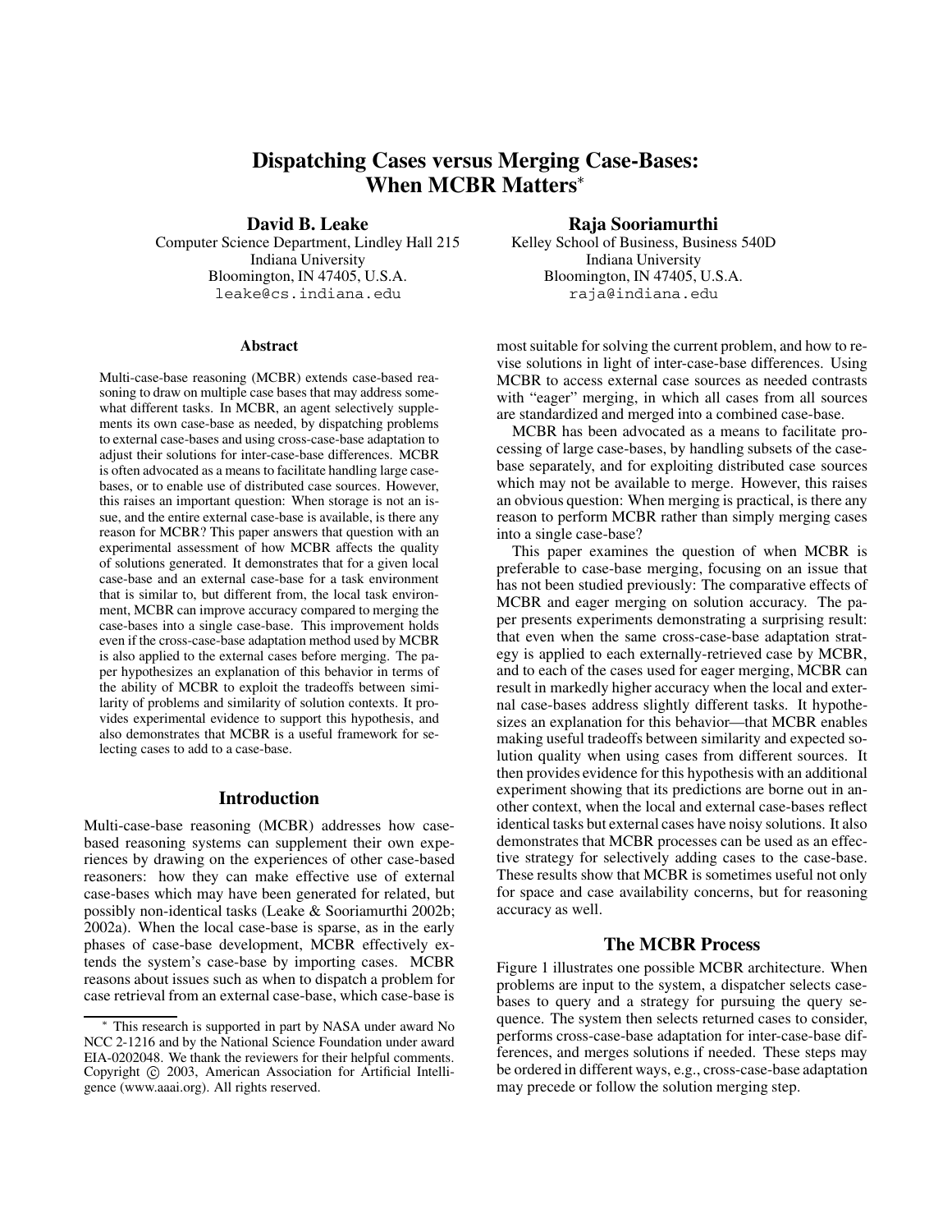# Dispatching Cases versus Merging Case-Bases: When MCBR Matters*

**David B. Leake**
Computer Science Department, Lindley Hall 215
Indiana University
Bloomington, IN 47405, U.S.A.
leake@cs.indiana.edu

**Raja Sooriamurthi**
Kelley School of Business, Business 540D
Indiana University
Bloomington, IN 47405, U.S.A.
raja@indiana.edu

### Abstract

Multi-case-base reasoning (MCBR) extends case-based reasoning to draw on multiple case bases that may address somewhat different tasks. In MCBR, an agent selectively supplements its own case-base as needed, by dispatching problems to external case-bases and using cross-case-base adaptation to adjust their solutions for inter-case-base differences. MCBR is often advocated as a means to facilitate handling large case-bases, or to enable use of distributed case sources. However, this raises an important question: When storage is not an issue, and the entire external case-base is available, is there any reason for MCBR? This paper answers that question with an experimental assessment of how MCBR affects the quality of solutions generated. It demonstrates that for a given local case-base and an external case-base for a task environment that is similar to, but different from, the local task environment, MCBR can improve accuracy compared to merging the case-bases into a single case-base. This improvement holds even if the cross-case-base adaptation method used by MCBR is also applied to the external cases before merging. The paper hypothesizes an explanation of this behavior in terms of the ability of MCBR to exploit the tradeoffs between similarity of problems and similarity of solution contexts. It provides experimental evidence to support this hypothesis, and also demonstrates that MCBR is a useful framework for selecting cases to add to a case-base.

## Introduction

Multi-case-base reasoning (MCBR) addresses how case-based reasoning systems can supplement their own experiences by drawing on the experiences of other case-based reasoners: how they can make effective use of external case-bases which may have been generated for related, but possibly non-identical tasks (Leake & Sooriamurthi 2002b; 2002a). When the local case-base is sparse, as in the early phases of case-base development, MCBR effectively extends the system's case-base by importing cases. MCBR reasons about issues such as when to dispatch a problem for case retrieval from an external case-base, which case-base is most suitable for solving the current problem, and how to revise solutions in light of inter-case-base differences. Using MCBR to access external case sources as needed contrasts with "eager" merging, in which all cases from all sources are standardized and merged into a combined case-base.

MCBR has been advocated as a means to facilitate processing of large case-bases, by handling subsets of the case-base separately, and for exploiting distributed case sources which may not be available to merge. However, this raises an obvious question: When merging is practical, is there any reason to perform MCBR rather than simply merging cases into a single case-base?

This paper examines the question of when MCBR is preferable to case-base merging, focusing on an issue that has not been studied previously: The comparative effects of MCBR and eager merging on solution accuracy. The paper presents experiments demonstrating a surprising result: that even when the same cross-case-base adaptation strategy is applied to each externally-retrieved case by MCBR, and to each of the cases used for eager merging, MCBR can result in markedly higher accuracy when the local and external case-bases address slightly different tasks. It hypothesizes an explanation for this behavior—that MCBR enables making useful tradeoffs between similarity and expected solution quality when using cases from different sources. It then provides evidence for this hypothesis with an additional experiment showing that its predictions are borne out in another context, when the local and external case-bases reflect identical tasks but external cases have noisy solutions. It also demonstrates that MCBR processes can be used as an effective strategy for selectively adding cases to the case-base. These results show that MCBR is sometimes useful not only for space and case availability concerns, but for reasoning accuracy as well.

## The MCBR Process

Figure 1 illustrates one possible MCBR architecture. When problems are input to the system, a dispatcher selects case-bases to query and a strategy for pursuing the query sequence. The system then selects returned cases to consider, performs cross-case-base adaptation for inter-case-base differences, and merges solutions if needed. These steps may be ordered in different ways, e.g., cross-case-base adaptation may precede or follow the solution merging step.

---

* This research is supported in part by NASA under award No NCC 2-1216 and by the National Science Foundation under award EIA-0202048. We thank the reviewers for their helpful comments. Copyright © 2003, American Association for Artificial Intelligence (www.aaai.org). All rights reserved.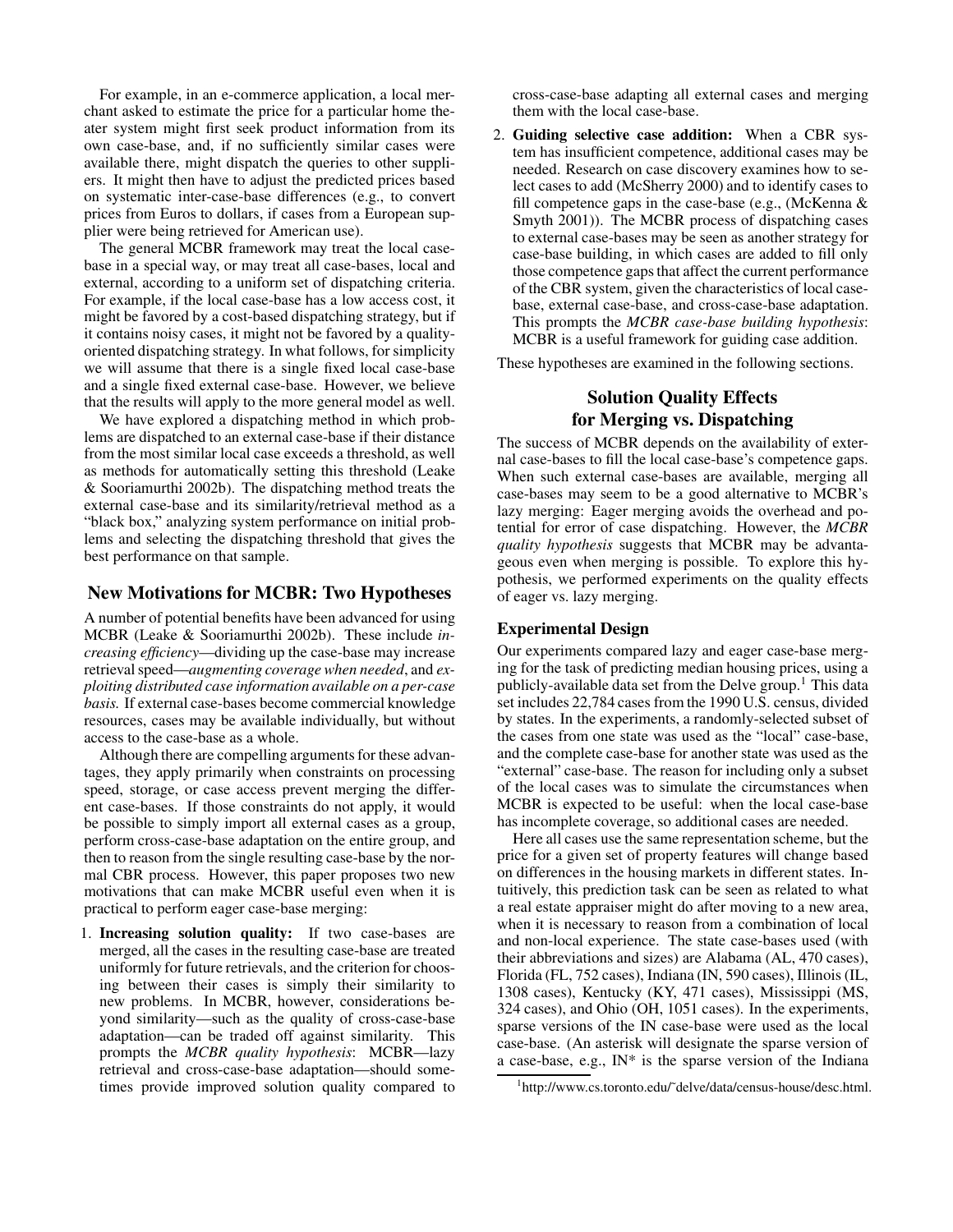For example, in an e-commerce application, a local merchant asked to estimate the price for a particular home theater system might first seek product information from its own case-base, and, if no sufficiently similar cases were available there, might dispatch the queries to other suppliers. It might then have to adjust the predicted prices based on systematic inter-case-base differences (e.g., to convert prices from Euros to dollars, if cases from a European supplier were being retrieved for American use).

The general MCBR framework may treat the local case-base in a special way, or may treat all case-bases, local and external, according to a uniform set of dispatching criteria. For example, if the local case-base has a low access cost, it might be favored by a cost-based dispatching strategy, but if it contains noisy cases, it might not be favored by a quality-oriented dispatching strategy. In what follows, for simplicity we will assume that there is a single fixed local case-base and a single fixed external case-base. However, we believe that the results will apply to the more general model as well.

We have explored a dispatching method in which problems are dispatched to an external case-base if their distance from the most similar local case exceeds a threshold, as well as methods for automatically setting this threshold (Leake & Sooriamurthi 2002b). The dispatching method treats the external case-base and its similarity/retrieval method as a "black box," analyzing system performance on initial problems and selecting the dispatching threshold that gives the best performance on that sample.

## New Motivations for MCBR: Two Hypotheses

A number of potential benefits have been advanced for using MCBR (Leake & Sooriamurthi 2002b). These include *increasing efficiency*—dividing up the case-base may increase retrieval speed—*augmenting coverage when needed*, and *exploiting distributed case information available on a per-case basis.* If external case-bases become commercial knowledge resources, cases may be available individually, but without access to the case-base as a whole.

Although there are compelling arguments for these advantages, they apply primarily when constraints on processing speed, storage, or case access prevent merging the different case-bases. If those constraints do not apply, it would be possible to simply import all external cases as a group, perform cross-case-base adaptation on the entire group, and then to reason from the single resulting case-base by the normal CBR process. However, this paper proposes two new motivations that can make MCBR useful even when it is practical to perform eager case-base merging:

1. **Increasing solution quality:** If two case-bases are merged, all the cases in the resulting case-base are treated uniformly for future retrievals, and the criterion for choosing between their cases is simply their similarity to new problems. In MCBR, however, considerations beyond similarity—such as the quality of cross-case-base adaptation—can be traded off against similarity. This prompts the *MCBR quality hypothesis*: MCBR—lazy retrieval and cross-case-base adaptation—should sometimes provide improved solution quality compared to cross-case-base adapting all external cases and merging them with the local case-base.
2. **Guiding selective case addition:** When a CBR system has insufficient competence, additional cases may be needed. Research on case discovery examines how to select cases to add (McSherry 2000) and to identify cases to fill competence gaps in the case-base (e.g., (McKenna & Smyth 2001)). The MCBR process of dispatching cases to external case-bases may be seen as another strategy for case-base building, in which cases are added to fill only those competence gaps that affect the current performance of the CBR system, given the characteristics of local case-base, external case-base, and cross-case-base adaptation. This prompts the *MCBR case-base building hypothesis*: MCBR is a useful framework for guiding case addition.

These hypotheses are examined in the following sections.

## Solution Quality Effects for Merging vs. Dispatching

The success of MCBR depends on the availability of external case-bases to fill the local case-base's competence gaps. When such external case-bases are available, merging all case-bases may seem to be a good alternative to MCBR's lazy merging: Eager merging avoids the overhead and potential for error of case dispatching. However, the *MCBR quality hypothesis* suggests that MCBR may be advantageous even when merging is possible. To explore this hypothesis, we performed experiments on the quality effects of eager vs. lazy merging.

### Experimental Design

Our experiments compared lazy and eager case-base merging for the task of predicting median housing prices, using a publicly-available data set from the Delve group.[1] This data set includes 22,784 cases from the 1990 U.S. census, divided by states. In the experiments, a randomly-selected subset of the cases from one state was used as the "local" case-base, and the complete case-base for another state was used as the "external" case-base. The reason for including only a subset of the local cases was to simulate the circumstances when MCBR is expected to be useful: when the local case-base has incomplete coverage, so additional cases are needed.

Here all cases use the same representation scheme, but the price for a given set of property features will change based on differences in the housing markets in different states. Intuitively, this prediction task can be seen as related to what a real estate appraiser might do after moving to a new area, when it is necessary to reason from a combination of local and non-local experience. The state case-bases used (with their abbreviations and sizes) are Alabama (AL, 470 cases), Florida (FL, 752 cases), Indiana (IN, 590 cases), Illinois (IL, 1308 cases), Kentucky (KY, 471 cases), Mississippi (MS, 324 cases), and Ohio (OH, 1051 cases). In the experiments, sparse versions of the IN case-base were used as the local case-base. (An asterisk will designate the sparse version of a case-base, e.g., IN* is the sparse version of the Indiana

[1] http://www.cs.toronto.edu/~delve/data/census-house/desc.html.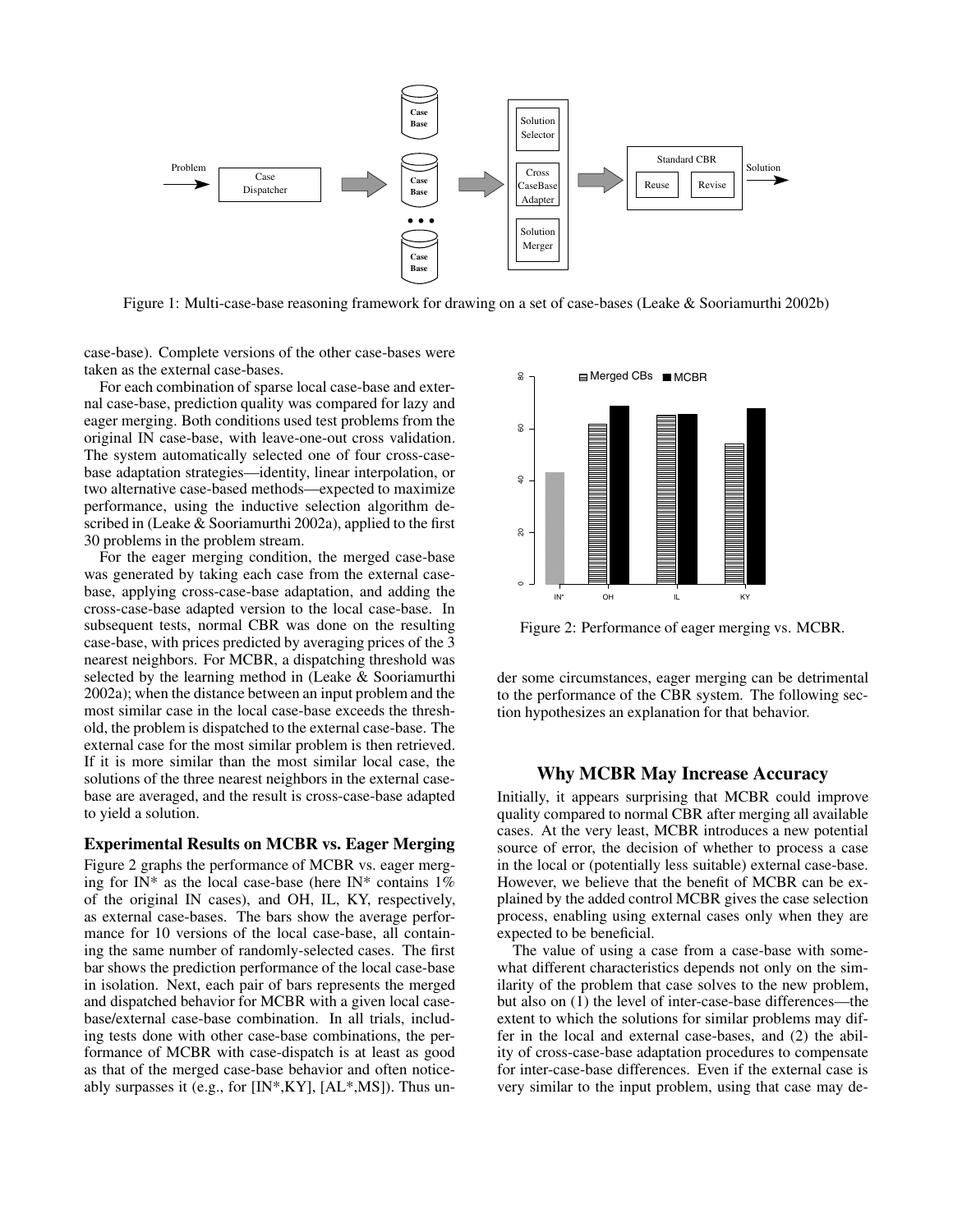Figure 1: Multi-case-base reasoning framework for drawing on a set of case-bases (Leake & Sooriamurthi 2002b)

case-base). Complete versions of the other case-bases were taken as the external case-bases.

For each combination of sparse local case-base and external case-base, prediction quality was compared for lazy and eager merging. Both conditions used test problems from the original IN case-base, with leave-one-out cross validation. The system automatically selected one of four cross-case-base adaptation strategies—identity, linear interpolation, or two alternative case-based methods—expected to maximize performance, using the inductive selection algorithm described in (Leake & Sooriamurthi 2002a), applied to the first 30 problems in the problem stream.

For the eager merging condition, the merged case-base was generated by taking each case from the external case-base, applying cross-case-base adaptation, and adding the cross-case-base adapted version to the local case-base. In subsequent tests, normal CBR was done on the resulting case-base, with prices predicted by averaging prices of the 3 nearest neighbors. For MCBR, a dispatching threshold was selected by the learning method in (Leake & Sooriamurthi 2002a); when the distance between an input problem and the most similar case in the local case-base exceeds the threshold, the problem is dispatched to the external case-base. The external case for the most similar problem is then retrieved. If it is more similar than the most similar local case, the solutions of the three nearest neighbors in the external case-base are averaged, and the result is cross-case-base adapted to yield a solution.

### Experimental Results on MCBR vs. Eager Merging

Figure 2 graphs the performance of MCBR vs. eager merging for IN* as the local case-base (here IN* contains 1% of the original IN cases), and OH, IL, KY, respectively, as external case-bases. The bars show the average performance for 10 versions of the local case-base, all containing the same number of randomly-selected cases. The first bar shows the prediction performance of the local case-base in isolation. Next, each pair of bars represents the merged and dispatched behavior for MCBR with a given local case-base/external case-base combination. In all trials, including tests done with other case-base combinations, the performance of MCBR with case-dispatch is at least as good as that of the merged case-base behavior and often noticeably surpasses it (e.g., for [IN*,KY], [AL*,MS]). Thus under some circumstances, eager merging can be detrimental to the performance of the CBR system. The following section hypothesizes an explanation for that behavior.

Figure 2: Performance of eager merging vs. MCBR.

## Why MCBR May Increase Accuracy

Initially, it appears surprising that MCBR could improve quality compared to normal CBR after merging all available cases. At the very least, MCBR introduces a new potential source of error, the decision of whether to process a case in the local or (potentially less suitable) external case-base. However, we believe that the benefit of MCBR can be explained by the added control MCBR gives the case selection process, enabling using external cases only when they are expected to be beneficial.

The value of using a case from a case-base with somewhat different characteristics depends not only on the similarity of the problem that case solves to the new problem, but also on (1) the level of inter-case-base differences—the extent to which the solutions for similar problems may differ in the local and external case-bases, and (2) the ability of cross-case-base adaptation procedures to compensate for inter-case-base differences. Even if the external case is very similar to the input problem, using that case may de-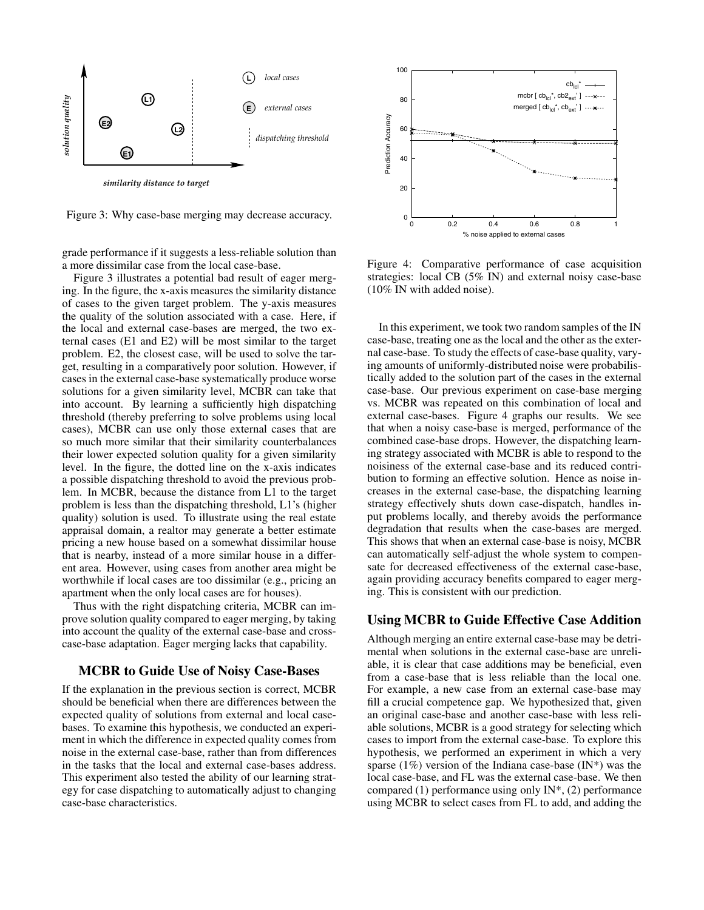Figure 3: Why case-base merging may decrease accuracy.

Figure 4: Comparative performance of case acquisition strategies: local CB (5% IN) and external noisy case-base (10% IN with added noise).

grade performance if it suggests a less-reliable solution than a more dissimilar case from the local case-base.

Figure 3 illustrates a potential bad result of eager merging. In the figure, the x-axis measures the similarity distance of cases to the given target problem. The y-axis measures the quality of the solution associated with a case. Here, if the local and external case-bases are merged, the two external cases (E1 and E2) will be most similar to the target problem. E2, the closest case, will be used to solve the target, resulting in a comparatively poor solution. However, if cases in the external case-base systematically produce worse solutions for a given similarity level, MCBR can take that into account. By learning a sufficiently high dispatching threshold (thereby preferring to solve problems using local cases), MCBR can use only those external cases that are so much more similar that their similarity counterbalances their lower expected solution quality for a given similarity level. In the figure, the dotted line on the x-axis indicates a possible dispatching threshold to avoid the previous problem. In MCBR, because the distance from L1 to the target problem is less than the dispatching threshold, L1's (higher quality) solution is used. To illustrate using the real estate appraisal domain, a realtor may generate a better estimate pricing a new house based on a somewhat dissimilar house that is nearby, instead of a more similar house in a different area. However, using cases from another area might be worthwhile if local cases are too dissimilar (e.g., pricing an apartment when the only local cases are for houses).

Thus with the right dispatching criteria, MCBR can improve solution quality compared to eager merging, by taking into account the quality of the external case-base and cross-case-base adaptation. Eager merging lacks that capability.

## MCBR to Guide Use of Noisy Case-Bases

If the explanation in the previous section is correct, MCBR should be beneficial when there are differences between the expected quality of solutions from external and local case-bases. To examine this hypothesis, we conducted an experiment in which the difference in expected quality comes from noise in the external case-base, rather than from differences in the tasks that the local and external case-bases address. This experiment also tested the ability of our learning strategy for case dispatching to automatically adjust to changing case-base characteristics.

In this experiment, we took two random samples of the IN case-base, treating one as the local and the other as the external case-base. To study the effects of case-base quality, varying amounts of uniformly-distributed noise were probabilistically added to the solution part of the cases in the external case-base. Our previous experiment on case-base merging vs. MCBR was repeated on this combination of local and external case-bases. Figure 4 graphs our results. We see that when a noisy case-base is merged, performance of the combined case-base drops. However, the dispatching learning strategy associated with MCBR is able to respond to the noisiness of the external case-base and its reduced contribution to forming an effective solution. Hence as noise increases in the external case-base, the dispatching learning strategy effectively shuts down case-dispatch, handles input problems locally, and thereby avoids the performance degradation that results when the case-bases are merged. This shows that when an external case-base is noisy, MCBR can automatically self-adjust the whole system to compensate for decreased effectiveness of the external case-base, again providing accuracy benefits compared to eager merging. This is consistent with our prediction.

## Using MCBR to Guide Effective Case Addition

Although merging an entire external case-base may be detrimental when solutions in the external case-base are unreliable, it is clear that case additions may be beneficial, even from a case-base that is less reliable than the local one. For example, a new case from an external case-base may fill a crucial competence gap. We hypothesized that, given an original case-base and another case-base with less reliable solutions, MCBR is a good strategy for selecting which cases to import from the external case-base. To explore this hypothesis, we performed an experiment in which a very sparse (1%) version of the Indiana case-base (IN*) was the local case-base, and FL was the external case-base. We then compared (1) performance using only IN*, (2) performance using MCBR to select cases from FL to add, and adding the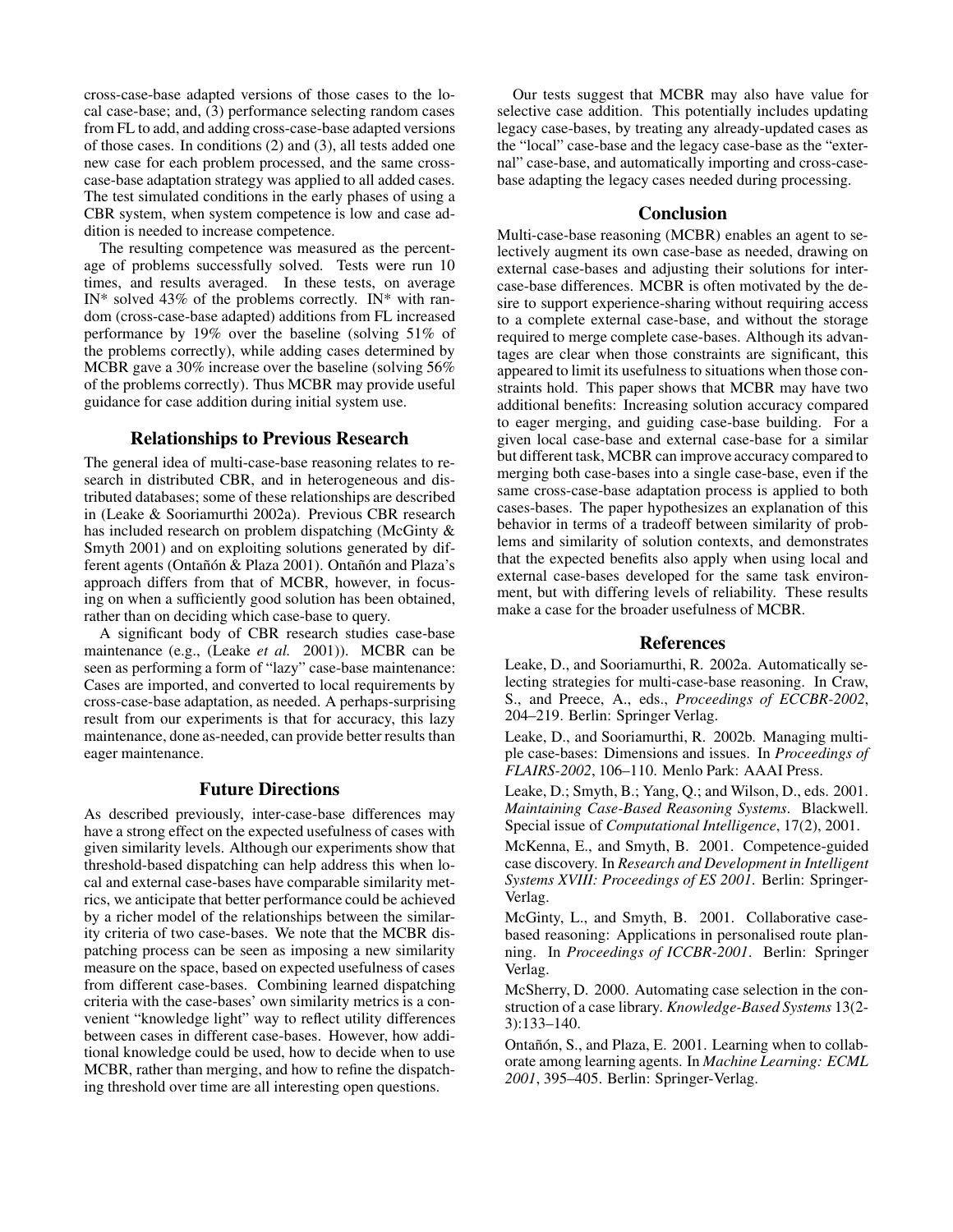cross-case-base adapted versions of those cases to the local case-base; and, (3) performance selecting random cases from FL to add, and adding cross-case-base adapted versions of those cases. In conditions (2) and (3), all tests added one new case for each problem processed, and the same cross-case-base adaptation strategy was applied to all added cases. The test simulated conditions in the early phases of using a CBR system, when system competence is low and case addition is needed to increase competence.

The resulting competence was measured as the percentage of problems successfully solved. Tests were run 10 times, and results averaged. In these tests, on average IN* solved 43% of the problems correctly. IN* with random (cross-case-base adapted) additions from FL increased performance by 19% over the baseline (solving 51% of the problems correctly), while adding cases determined by MCBR gave a 30% increase over the baseline (solving 56% of the problems correctly). Thus MCBR may provide useful guidance for case addition during initial system use.

## Relationships to Previous Research

The general idea of multi-case-base reasoning relates to research in distributed CBR, and in heterogeneous and distributed databases; some of these relationships are described in (Leake & Sooriamurthi 2002a). Previous CBR research has included research on problem dispatching (McGinty & Smyth 2001) and on exploiting solutions generated by different agents (Ontañón & Plaza 2001). Ontañón and Plaza's approach differs from that of MCBR, however, in focusing on when a sufficiently good solution has been obtained, rather than on deciding which case-base to query.

A significant body of CBR research studies case-base maintenance (e.g., (Leake *et al.* 2001)). MCBR can be seen as performing a form of "lazy" case-base maintenance: Cases are imported, and converted to local requirements by cross-case-base adaptation, as needed. A perhaps-surprising result from our experiments is that for accuracy, this lazy maintenance, done as-needed, can provide better results than eager maintenance.

## Future Directions

As described previously, inter-case-base differences may have a strong effect on the expected usefulness of cases with given similarity levels. Although our experiments show that threshold-based dispatching can help address this when local and external case-bases have comparable similarity metrics, we anticipate that better performance could be achieved by a richer model of the relationships between the similarity criteria of two case-bases. We note that the MCBR dispatching process can be seen as imposing a new similarity measure on the space, based on expected usefulness of cases from different case-bases. Combining learned dispatching criteria with the case-bases' own similarity metrics is a convenient "knowledge light" way to reflect utility differences between cases in different case-bases. However, how additional knowledge could be used, how to decide when to use MCBR, rather than merging, and how to refine the dispatching threshold over time are all interesting open questions.

Our tests suggest that MCBR may also have value for selective case addition. This potentially includes updating legacy case-bases, by treating any already-updated cases as the "local" case-base and the legacy case-base as the "external" case-base, and automatically importing and cross-case-base adapting the legacy cases needed during processing.

## Conclusion

Multi-case-base reasoning (MCBR) enables an agent to selectively augment its own case-base as needed, drawing on external case-bases and adjusting their solutions for inter-case-base differences. MCBR is often motivated by the desire to support experience-sharing without requiring access to a complete external case-base, and without the storage required to merge complete case-bases. Although its advantages are clear when those constraints are significant, this appeared to limit its usefulness to situations when those constraints hold. This paper shows that MCBR may have two additional benefits: Increasing solution accuracy compared to eager merging, and guiding case-base building. For a given local case-base and external case-base for a similar but different task, MCBR can improve accuracy compared to merging both case-bases into a single case-base, even if the same cross-case-base adaptation process is applied to both cases-bases. The paper hypothesizes an explanation of this behavior in terms of a tradeoff between similarity of problems and similarity of solution contexts, and demonstrates that the expected benefits also apply when using local and external case-bases developed for the same task environment, but with differing levels of reliability. These results make a case for the broader usefulness of MCBR.

## References

Leake, D., and Sooriamurthi, R. 2002a. Automatically selecting strategies for multi-case-base reasoning. In Craw, S., and Preece, A., eds., *Proceedings of ECCBR-2002*, 204–219. Berlin: Springer Verlag.

Leake, D., and Sooriamurthi, R. 2002b. Managing multiple case-bases: Dimensions and issues. In *Proceedings of FLAIRS-2002*, 106–110. Menlo Park: AAAI Press.

Leake, D.; Smyth, B.; Yang, Q.; and Wilson, D., eds. 2001. *Maintaining Case-Based Reasoning Systems*. Blackwell. Special issue of *Computational Intelligence*, 17(2), 2001.

McKenna, E., and Smyth, B. 2001. Competence-guided case discovery. In *Research and Development in Intelligent Systems XVIII: Proceedings of ES 2001*. Berlin: Springer-Verlag.

McGinty, L., and Smyth, B. 2001. Collaborative case-based reasoning: Applications in personalised route planning. In *Proceedings of ICCBR-2001*. Berlin: Springer Verlag.

McSherry, D. 2000. Automating case selection in the construction of a case library. *Knowledge-Based Systems* 13(2-3):133–140.

Ontañón, S., and Plaza, E. 2001. Learning when to collaborate among learning agents. In *Machine Learning: ECML 2001*, 395–405. Berlin: Springer-Verlag.